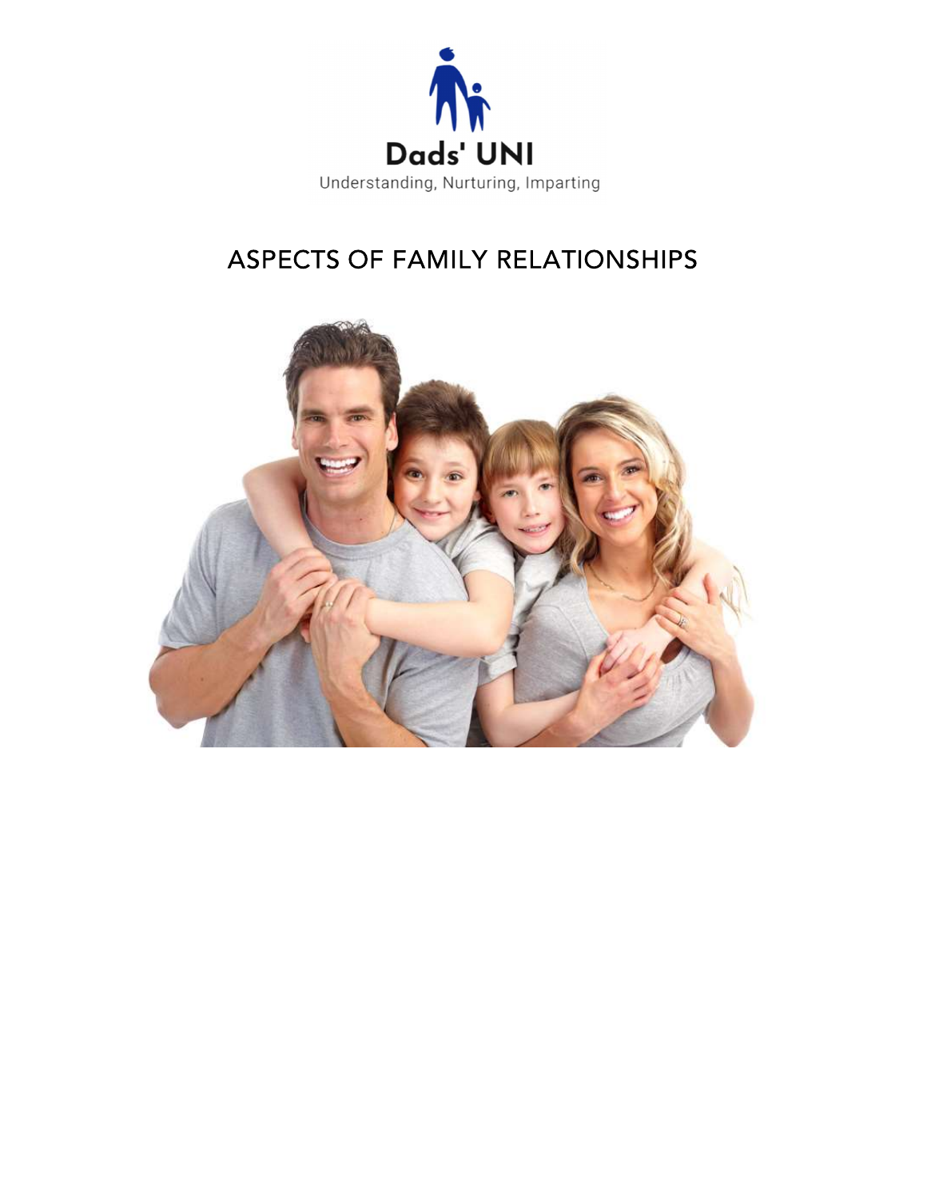Dads' UNI

Understanding, Nurturing, Imparting

# ASPECTS OF FAMILY RELATIONSHIPS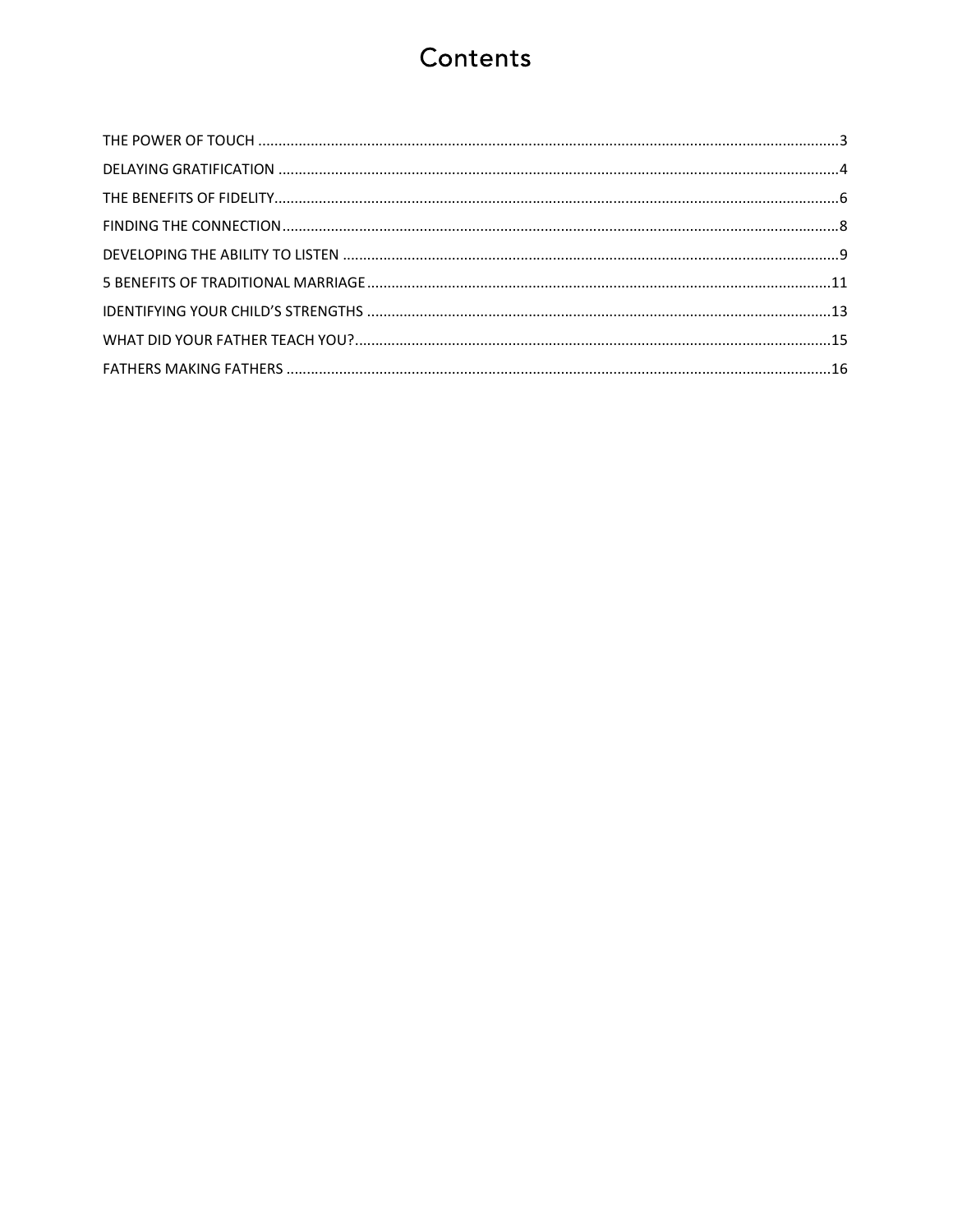# Contents

THE POWER OF TOUCH ........................................................................................................................................3

DELAYING GRATIFICATION ................................................................................................................................4

THE BENEFITS OF FIDELITY................................................................................................................................6

FINDING THE CONNECTION...............................................................................................................................8

DEVELOPING THE ABILITY TO LISTEN ...............................................................................................................9

5 BENEFITS OF TRADITIONAL MARRIAGE .......................................................................................................11

IDENTIFYING YOUR CHILD'S STRENGTHS ......................................................................................................13

WHAT DID YOUR FATHER TEACH YOU?..........................................................................................................15

FATHERS MAKING FATHERS ...........................................................................................................................16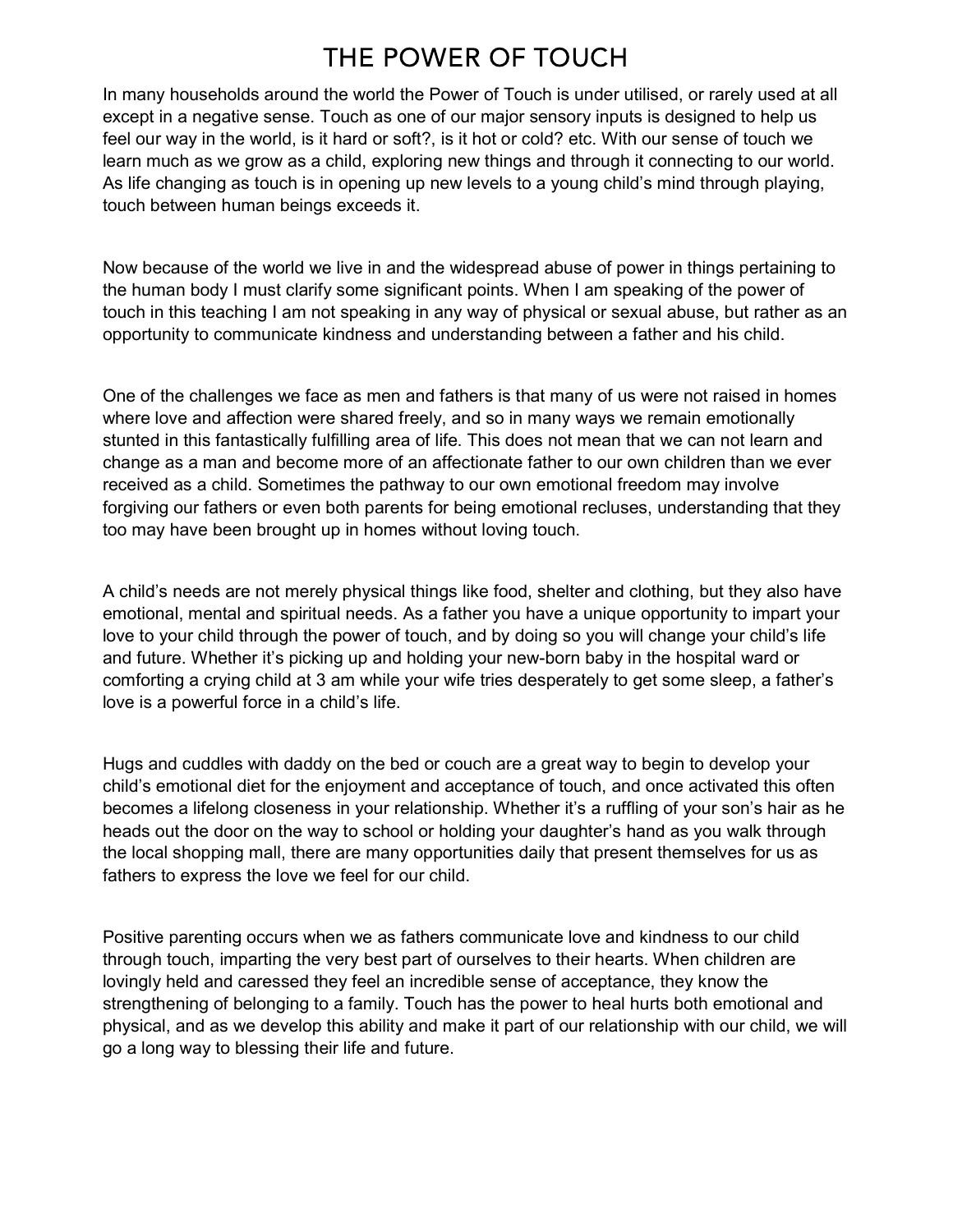# THE POWER OF TOUCH

In many households around the world the Power of Touch is under utilised, or rarely used at all except in a negative sense. Touch as one of our major sensory inputs is designed to help us feel our way in the world, is it hard or soft?, is it hot or cold? etc. With our sense of touch we learn much as we grow as a child, exploring new things and through it connecting to our world. As life changing as touch is in opening up new levels to a young child's mind through playing, touch between human beings exceeds it.

Now because of the world we live in and the widespread abuse of power in things pertaining to the human body I must clarify some significant points. When I am speaking of the power of touch in this teaching I am not speaking in any way of physical or sexual abuse, but rather as an opportunity to communicate kindness and understanding between a father and his child.

One of the challenges we face as men and fathers is that many of us were not raised in homes where love and affection were shared freely, and so in many ways we remain emotionally stunted in this fantastically fulfilling area of life. This does not mean that we can not learn and change as a man and become more of an affectionate father to our own children than we ever received as a child. Sometimes the pathway to our own emotional freedom may involve forgiving our fathers or even both parents for being emotional recluses, understanding that they too may have been brought up in homes without loving touch.

A child's needs are not merely physical things like food, shelter and clothing, but they also have emotional, mental and spiritual needs. As a father you have a unique opportunity to impart your love to your child through the power of touch, and by doing so you will change your child's life and future. Whether it's picking up and holding your new-born baby in the hospital ward or comforting a crying child at 3 am while your wife tries desperately to get some sleep, a father's love is a powerful force in a child's life.

Hugs and cuddles with daddy on the bed or couch are a great way to begin to develop your child's emotional diet for the enjoyment and acceptance of touch, and once activated this often becomes a lifelong closeness in your relationship. Whether it's a ruffling of your son's hair as he heads out the door on the way to school or holding your daughter's hand as you walk through the local shopping mall, there are many opportunities daily that present themselves for us as fathers to express the love we feel for our child.

Positive parenting occurs when we as fathers communicate love and kindness to our child through touch, imparting the very best part of ourselves to their hearts. When children are lovingly held and caressed they feel an incredible sense of acceptance, they know the strengthening of belonging to a family. Touch has the power to heal hurts both emotional and physical, and as we develop this ability and make it part of our relationship with our child, we will go a long way to blessing their life and future.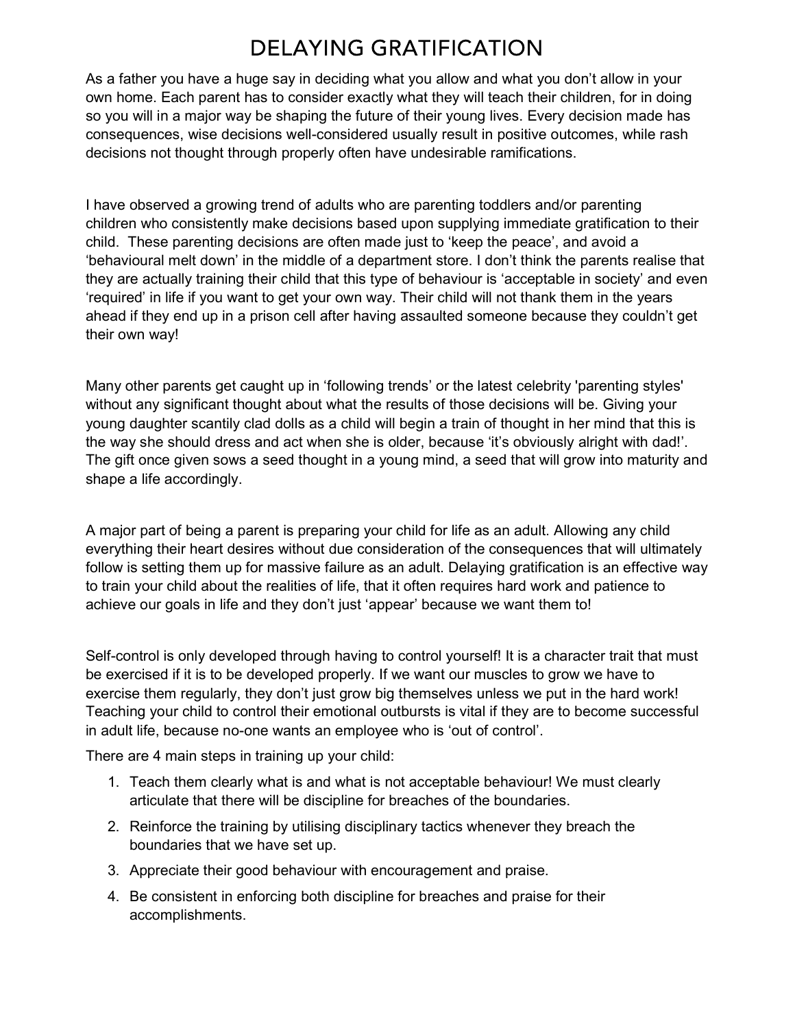# DELAYING GRATIFICATION

As a father you have a huge say in deciding what you allow and what you don't allow in your own home. Each parent has to consider exactly what they will teach their children, for in doing so you will in a major way be shaping the future of their young lives. Every decision made has consequences, wise decisions well-considered usually result in positive outcomes, while rash decisions not thought through properly often have undesirable ramifications.

I have observed a growing trend of adults who are parenting toddlers and/or parenting children who consistently make decisions based upon supplying immediate gratification to their child. These parenting decisions are often made just to 'keep the peace', and avoid a 'behavioural melt down' in the middle of a department store. I don't think the parents realise that they are actually training their child that this type of behaviour is 'acceptable in society' and even 'required' in life if you want to get your own way. Their child will not thank them in the years ahead if they end up in a prison cell after having assaulted someone because they couldn't get their own way!

Many other parents get caught up in 'following trends' or the latest celebrity 'parenting styles' without any significant thought about what the results of those decisions will be. Giving your young daughter scantily clad dolls as a child will begin a train of thought in her mind that this is the way she should dress and act when she is older, because 'it's obviously alright with dad!'. The gift once given sows a seed thought in a young mind, a seed that will grow into maturity and shape a life accordingly.

A major part of being a parent is preparing your child for life as an adult. Allowing any child everything their heart desires without due consideration of the consequences that will ultimately follow is setting them up for massive failure as an adult. Delaying gratification is an effective way to train your child about the realities of life, that it often requires hard work and patience to achieve our goals in life and they don't just 'appear' because we want them to!

Self-control is only developed through having to control yourself! It is a character trait that must be exercised if it is to be developed properly. If we want our muscles to grow we have to exercise them regularly, they don't just grow big themselves unless we put in the hard work! Teaching your child to control their emotional outbursts is vital if they are to become successful in adult life, because no-one wants an employee who is 'out of control'.

There are 4 main steps in training up your child:

1. Teach them clearly what is and what is not acceptable behaviour! We must clearly articulate that there will be discipline for breaches of the boundaries.
2. Reinforce the training by utilising disciplinary tactics whenever they breach the boundaries that we have set up.
3. Appreciate their good behaviour with encouragement and praise.
4. Be consistent in enforcing both discipline for breaches and praise for their accomplishments.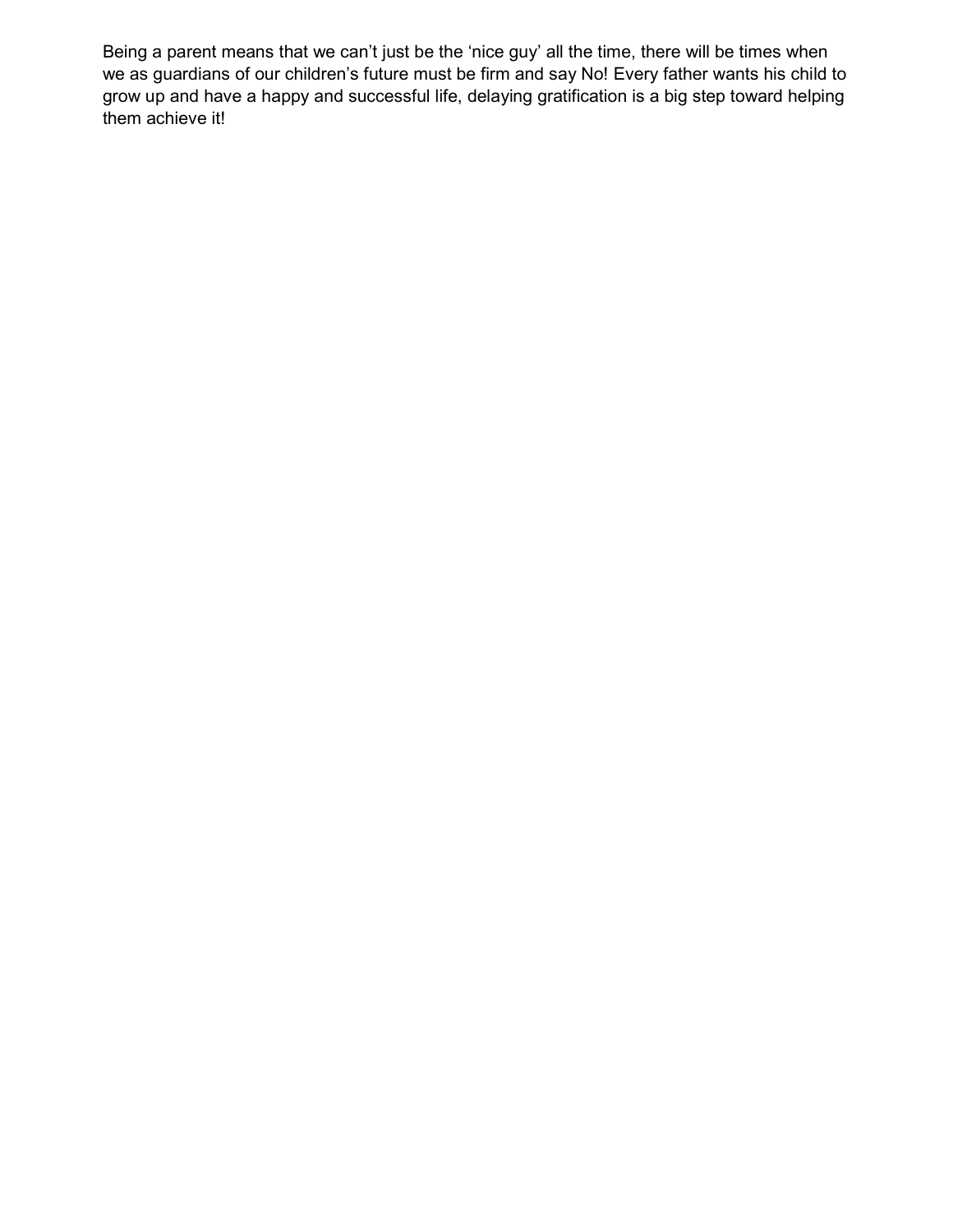Being a parent means that we can't just be the 'nice guy' all the time, there will be times when we as guardians of our children's future must be firm and say No! Every father wants his child to grow up and have a happy and successful life, delaying gratification is a big step toward helping them achieve it!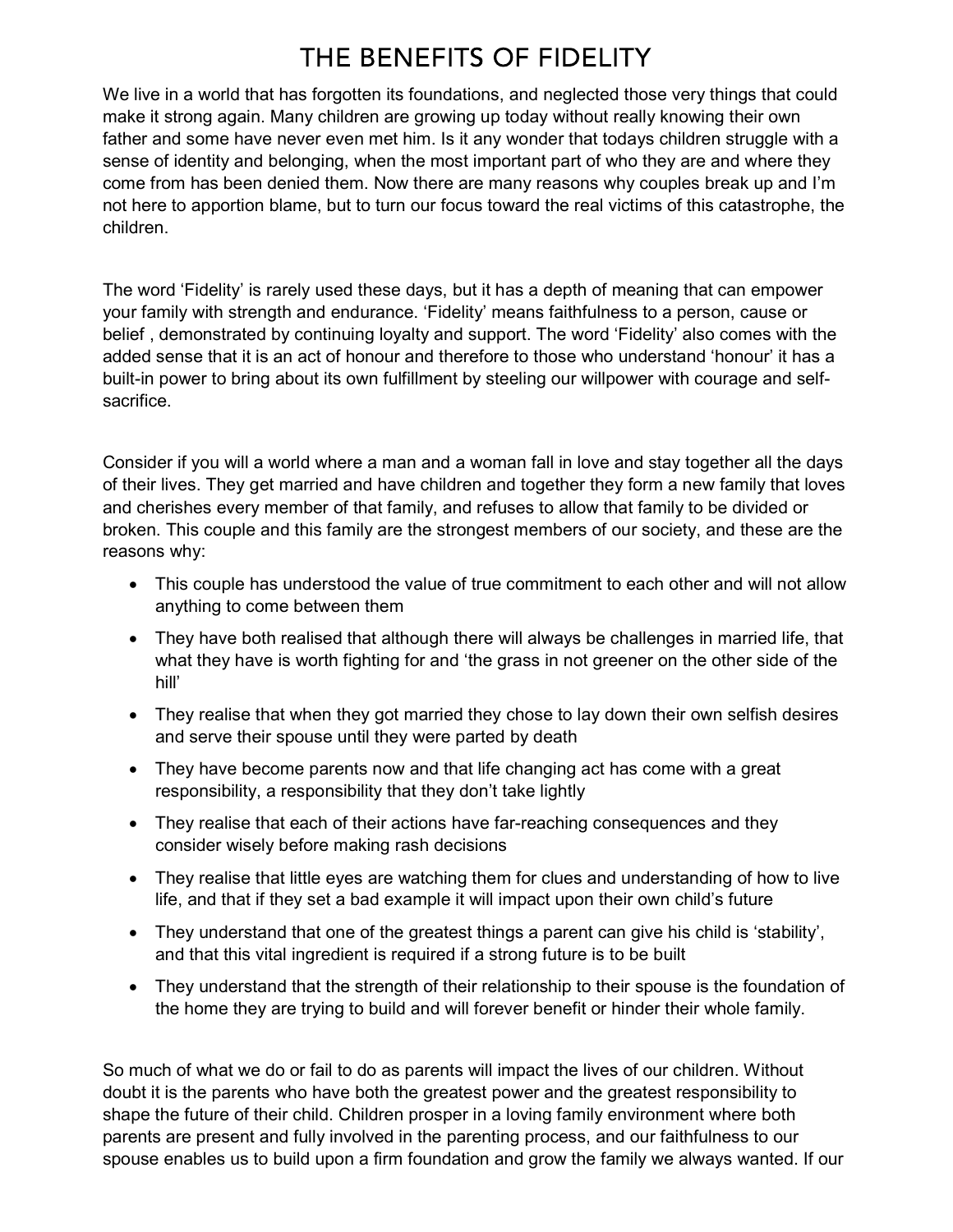# THE BENEFITS OF FIDELITY

We live in a world that has forgotten its foundations, and neglected those very things that could make it strong again. Many children are growing up today without really knowing their own father and some have never even met him. Is it any wonder that todays children struggle with a sense of identity and belonging, when the most important part of who they are and where they come from has been denied them. Now there are many reasons why couples break up and I'm not here to apportion blame, but to turn our focus toward the real victims of this catastrophe, the children.

The word 'Fidelity' is rarely used these days, but it has a depth of meaning that can empower your family with strength and endurance. 'Fidelity' means faithfulness to a person, cause or belief , demonstrated by continuing loyalty and support. The word 'Fidelity' also comes with the added sense that it is an act of honour and therefore to those who understand 'honour' it has a built-in power to bring about its own fulfillment by steeling our willpower with courage and self-sacrifice.

Consider if you will a world where a man and a woman fall in love and stay together all the days of their lives. They get married and have children and together they form a new family that loves and cherishes every member of that family, and refuses to allow that family to be divided or broken. This couple and this family are the strongest members of our society, and these are the reasons why:

- This couple has understood the value of true commitment to each other and will not allow anything to come between them
- They have both realised that although there will always be challenges in married life, that what they have is worth fighting for and 'the grass in not greener on the other side of the hill'
- They realise that when they got married they chose to lay down their own selfish desires and serve their spouse until they were parted by death
- They have become parents now and that life changing act has come with a great responsibility, a responsibility that they don't take lightly
- They realise that each of their actions have far-reaching consequences and they consider wisely before making rash decisions
- They realise that little eyes are watching them for clues and understanding of how to live life, and that if they set a bad example it will impact upon their own child's future
- They understand that one of the greatest things a parent can give his child is 'stability', and that this vital ingredient is required if a strong future is to be built
- They understand that the strength of their relationship to their spouse is the foundation of the home they are trying to build and will forever benefit or hinder their whole family.

So much of what we do or fail to do as parents will impact the lives of our children. Without doubt it is the parents who have both the greatest power and the greatest responsibility to shape the future of their child. Children prosper in a loving family environment where both parents are present and fully involved in the parenting process, and our faithfulness to our spouse enables us to build upon a firm foundation and grow the family we always wanted. If our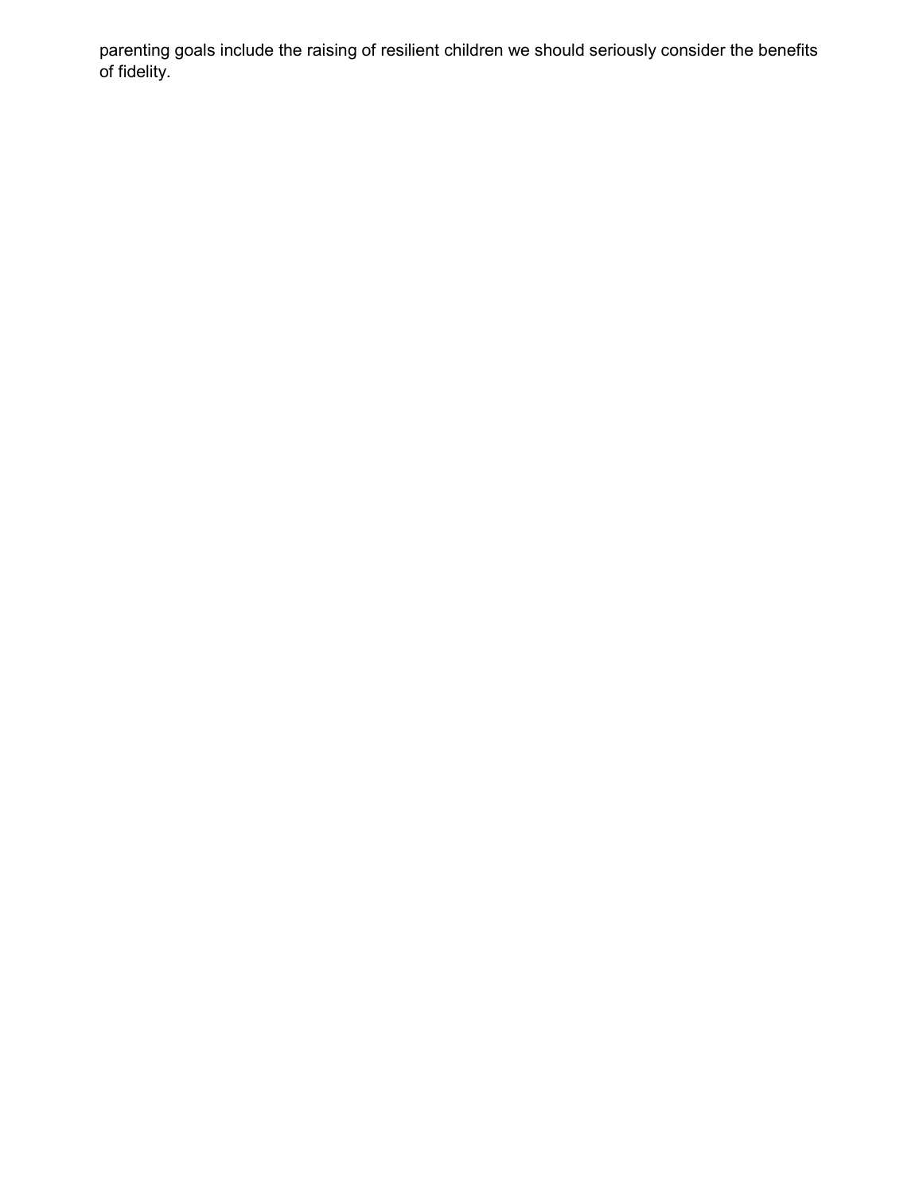parenting goals include the raising of resilient children we should seriously consider the benefits of fidelity.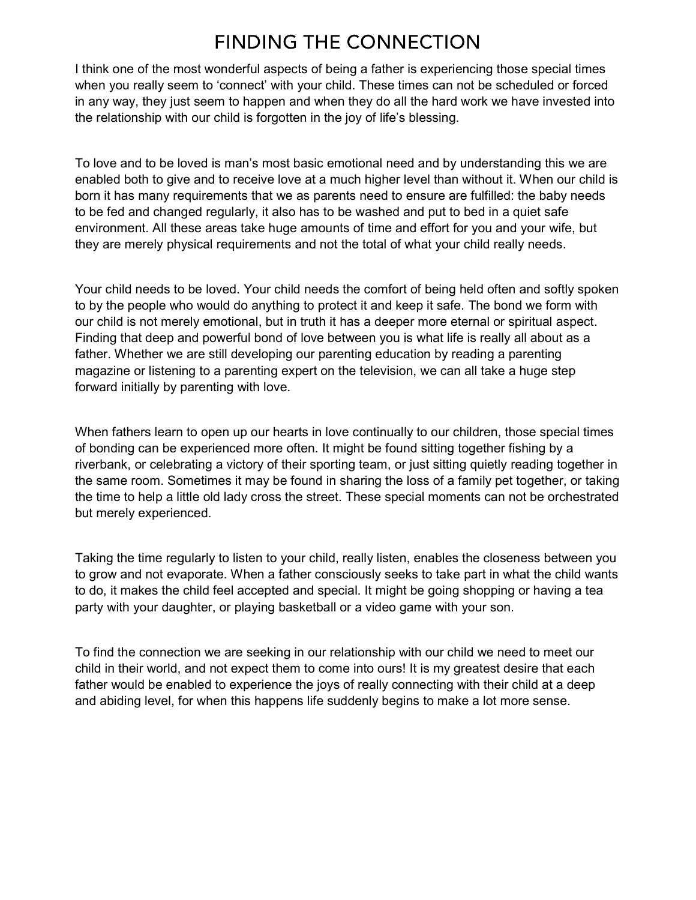# FINDING THE CONNECTION

I think one of the most wonderful aspects of being a father is experiencing those special times when you really seem to 'connect' with your child. These times can not be scheduled or forced in any way, they just seem to happen and when they do all the hard work we have invested into the relationship with our child is forgotten in the joy of life's blessing.

To love and to be loved is man's most basic emotional need and by understanding this we are enabled both to give and to receive love at a much higher level than without it. When our child is born it has many requirements that we as parents need to ensure are fulfilled: the baby needs to be fed and changed regularly, it also has to be washed and put to bed in a quiet safe environment. All these areas take huge amounts of time and effort for you and your wife, but they are merely physical requirements and not the total of what your child really needs.

Your child needs to be loved. Your child needs the comfort of being held often and softly spoken to by the people who would do anything to protect it and keep it safe. The bond we form with our child is not merely emotional, but in truth it has a deeper more eternal or spiritual aspect. Finding that deep and powerful bond of love between you is what life is really all about as a father. Whether we are still developing our parenting education by reading a parenting magazine or listening to a parenting expert on the television, we can all take a huge step forward initially by parenting with love.

When fathers learn to open up our hearts in love continually to our children, those special times of bonding can be experienced more often. It might be found sitting together fishing by a riverbank, or celebrating a victory of their sporting team, or just sitting quietly reading together in the same room. Sometimes it may be found in sharing the loss of a family pet together, or taking the time to help a little old lady cross the street. These special moments can not be orchestrated but merely experienced.

Taking the time regularly to listen to your child, really listen, enables the closeness between you to grow and not evaporate. When a father consciously seeks to take part in what the child wants to do, it makes the child feel accepted and special. It might be going shopping or having a tea party with your daughter, or playing basketball or a video game with your son.

To find the connection we are seeking in our relationship with our child we need to meet our child in their world, and not expect them to come into ours! It is my greatest desire that each father would be enabled to experience the joys of really connecting with their child at a deep and abiding level, for when this happens life suddenly begins to make a lot more sense.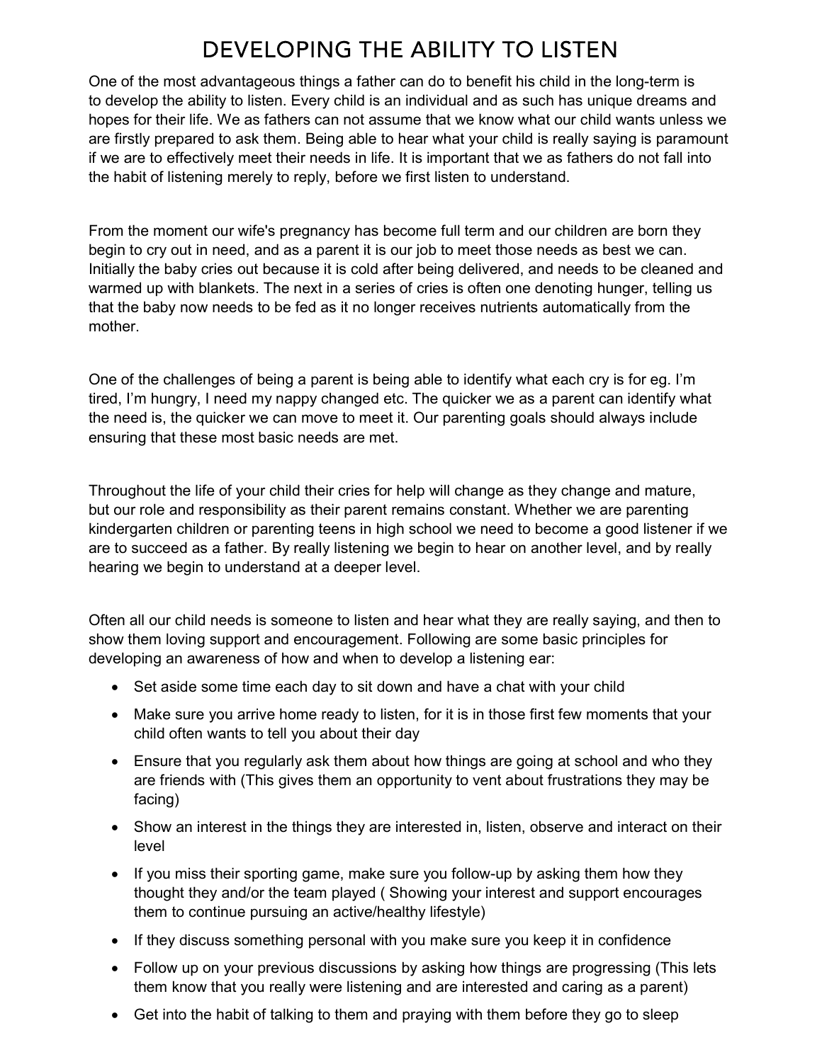# DEVELOPING THE ABILITY TO LISTEN

One of the most advantageous things a father can do to benefit his child in the long-term is to develop the ability to listen. Every child is an individual and as such has unique dreams and hopes for their life. We as fathers can not assume that we know what our child wants unless we are firstly prepared to ask them. Being able to hear what your child is really saying is paramount if we are to effectively meet their needs in life. It is important that we as fathers do not fall into the habit of listening merely to reply, before we first listen to understand.

From the moment our wife's pregnancy has become full term and our children are born they begin to cry out in need, and as a parent it is our job to meet those needs as best we can. Initially the baby cries out because it is cold after being delivered, and needs to be cleaned and warmed up with blankets. The next in a series of cries is often one denoting hunger, telling us that the baby now needs to be fed as it no longer receives nutrients automatically from the mother.

One of the challenges of being a parent is being able to identify what each cry is for eg. I'm tired, I'm hungry, I need my nappy changed etc. The quicker we as a parent can identify what the need is, the quicker we can move to meet it. Our parenting goals should always include ensuring that these most basic needs are met.

Throughout the life of your child their cries for help will change as they change and mature, but our role and responsibility as their parent remains constant. Whether we are parenting kindergarten children or parenting teens in high school we need to become a good listener if we are to succeed as a father. By really listening we begin to hear on another level, and by really hearing we begin to understand at a deeper level.

Often all our child needs is someone to listen and hear what they are really saying, and then to show them loving support and encouragement. Following are some basic principles for developing an awareness of how and when to develop a listening ear:

- Set aside some time each day to sit down and have a chat with your child
- Make sure you arrive home ready to listen, for it is in those first few moments that your child often wants to tell you about their day
- Ensure that you regularly ask them about how things are going at school and who they are friends with (This gives them an opportunity to vent about frustrations they may be facing)
- Show an interest in the things they are interested in, listen, observe and interact on their level
- If you miss their sporting game, make sure you follow-up by asking them how they thought they and/or the team played ( Showing your interest and support encourages them to continue pursuing an active/healthy lifestyle)
- If they discuss something personal with you make sure you keep it in confidence
- Follow up on your previous discussions by asking how things are progressing (This lets them know that you really were listening and are interested and caring as a parent)
- Get into the habit of talking to them and praying with them before they go to sleep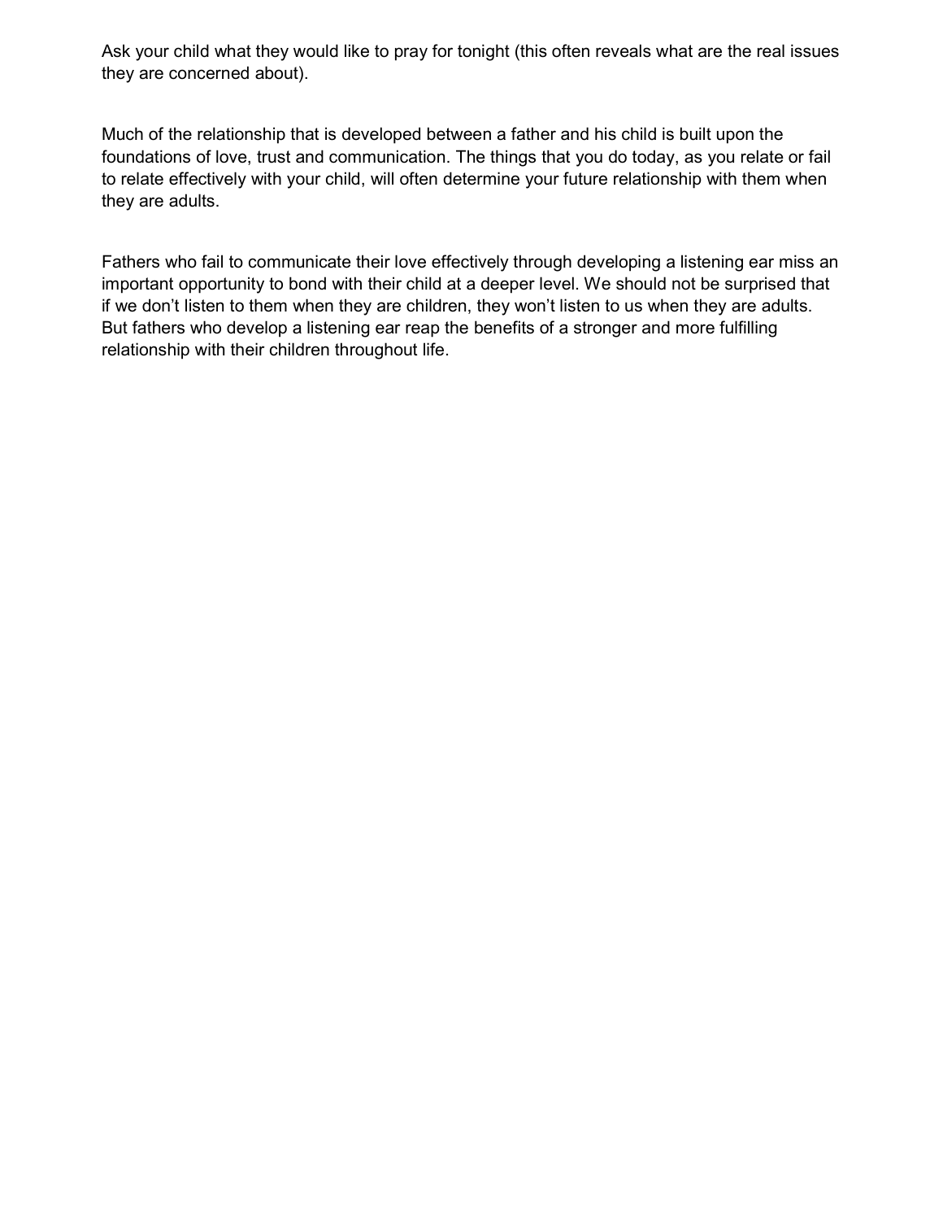Ask your child what they would like to pray for tonight (this often reveals what are the real issues they are concerned about).

Much of the relationship that is developed between a father and his child is built upon the foundations of love, trust and communication. The things that you do today, as you relate or fail to relate effectively with your child, will often determine your future relationship with them when they are adults.

Fathers who fail to communicate their love effectively through developing a listening ear miss an important opportunity to bond with their child at a deeper level. We should not be surprised that if we don't listen to them when they are children, they won't listen to us when they are adults. But fathers who develop a listening ear reap the benefits of a stronger and more fulfilling relationship with their children throughout life.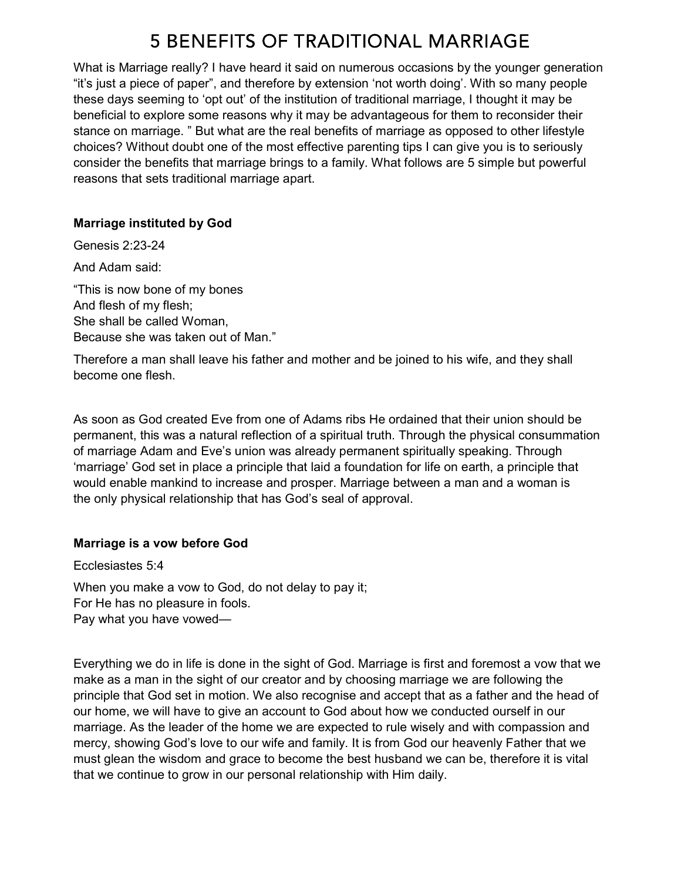# 5 BENEFITS OF TRADITIONAL MARRIAGE

What is Marriage really? I have heard it said on numerous occasions by the younger generation "it's just a piece of paper", and therefore by extension 'not worth doing'. With so many people these days seeming to 'opt out' of the institution of traditional marriage, I thought it may be beneficial to explore some reasons why it may be advantageous for them to reconsider their stance on marriage. " But what are the real benefits of marriage as opposed to other lifestyle choices? Without doubt one of the most effective parenting tips I can give you is to seriously consider the benefits that marriage brings to a family. What follows are 5 simple but powerful reasons that sets traditional marriage apart.

**Marriage instituted by God**

Genesis 2:23-24

And Adam said:

"This is now bone of my bones  
And flesh of my flesh;  
She shall be called Woman,  
Because she was taken out of Man."

Therefore a man shall leave his father and mother and be joined to his wife, and they shall become one flesh.

As soon as God created Eve from one of Adams ribs He ordained that their union should be permanent, this was a natural reflection of a spiritual truth. Through the physical consummation of marriage Adam and Eve's union was already permanent spiritually speaking. Through 'marriage' God set in place a principle that laid a foundation for life on earth, a principle that would enable mankind to increase and prosper. Marriage between a man and a woman is the only physical relationship that has God's seal of approval.

**Marriage is a vow before God**

Ecclesiastes 5:4

When you make a vow to God, do not delay to pay it;  
For He has no pleasure in fools.  
Pay what you have vowed—

Everything we do in life is done in the sight of God. Marriage is first and foremost a vow that we make as a man in the sight of our creator and by choosing marriage we are following the principle that God set in motion. We also recognise and accept that as a father and the head of our home, we will have to give an account to God about how we conducted ourself in our marriage. As the leader of the home we are expected to rule wisely and with compassion and mercy, showing God's love to our wife and family. It is from God our heavenly Father that we must glean the wisdom and grace to become the best husband we can be, therefore it is vital that we continue to grow in our personal relationship with Him daily.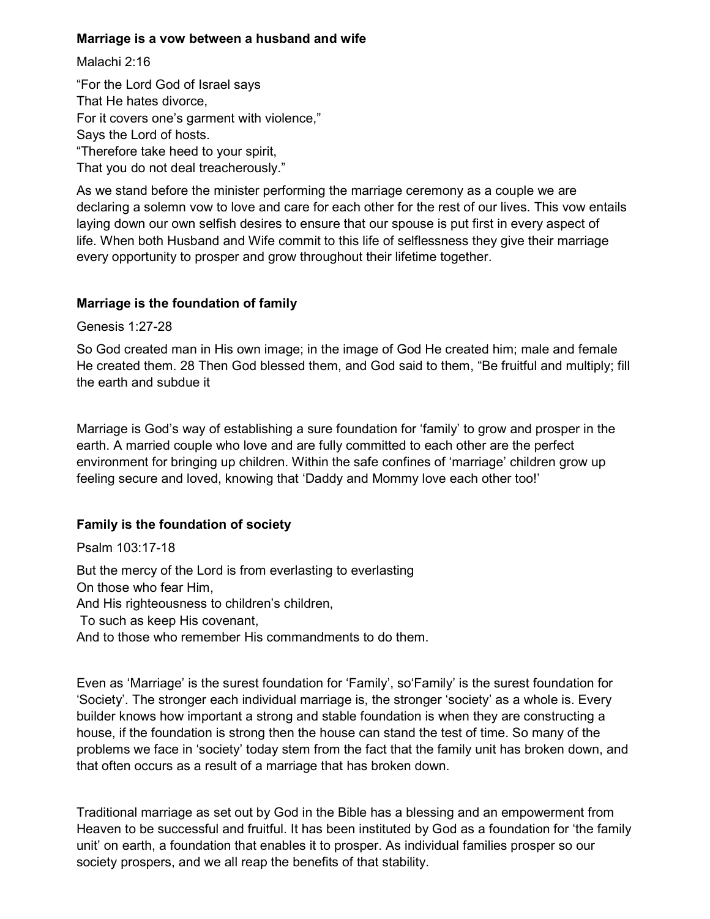**Marriage is a vow between a husband and wife**

Malachi 2:16

"For the Lord God of Israel says
That He hates divorce,
For it covers one's garment with violence,"
Says the Lord of hosts.
"Therefore take heed to your spirit,
That you do not deal treacherously."

As we stand before the minister performing the marriage ceremony as a couple we are declaring a solemn vow to love and care for each other for the rest of our lives. This vow entails laying down our own selfish desires to ensure that our spouse is put first in every aspect of life. When both Husband and Wife commit to this life of selflessness they give their marriage every opportunity to prosper and grow throughout their lifetime together.

**Marriage is the foundation of family**

Genesis 1:27-28

So God created man in His own image; in the image of God He created him; male and female He created them. 28 Then God blessed them, and God said to them, "Be fruitful and multiply; fill the earth and subdue it

Marriage is God's way of establishing a sure foundation for 'family' to grow and prosper in the earth. A married couple who love and are fully committed to each other are the perfect environment for bringing up children. Within the safe confines of 'marriage' children grow up feeling secure and loved, knowing that 'Daddy and Mommy love each other too!'

**Family is the foundation of society**

Psalm 103:17-18

But the mercy of the Lord is from everlasting to everlasting
On those who fear Him,
And His righteousness to children's children,
To such as keep His covenant,
And to those who remember His commandments to do them.

Even as 'Marriage' is the surest foundation for 'Family', so'Family' is the surest foundation for 'Society'. The stronger each individual marriage is, the stronger 'society' as a whole is. Every builder knows how important a strong and stable foundation is when they are constructing a house, if the foundation is strong then the house can stand the test of time. So many of the problems we face in 'society' today stem from the fact that the family unit has broken down, and that often occurs as a result of a marriage that has broken down.

Traditional marriage as set out by God in the Bible has a blessing and an empowerment from Heaven to be successful and fruitful. It has been instituted by God as a foundation for 'the family unit' on earth, a foundation that enables it to prosper. As individual families prosper so our society prospers, and we all reap the benefits of that stability.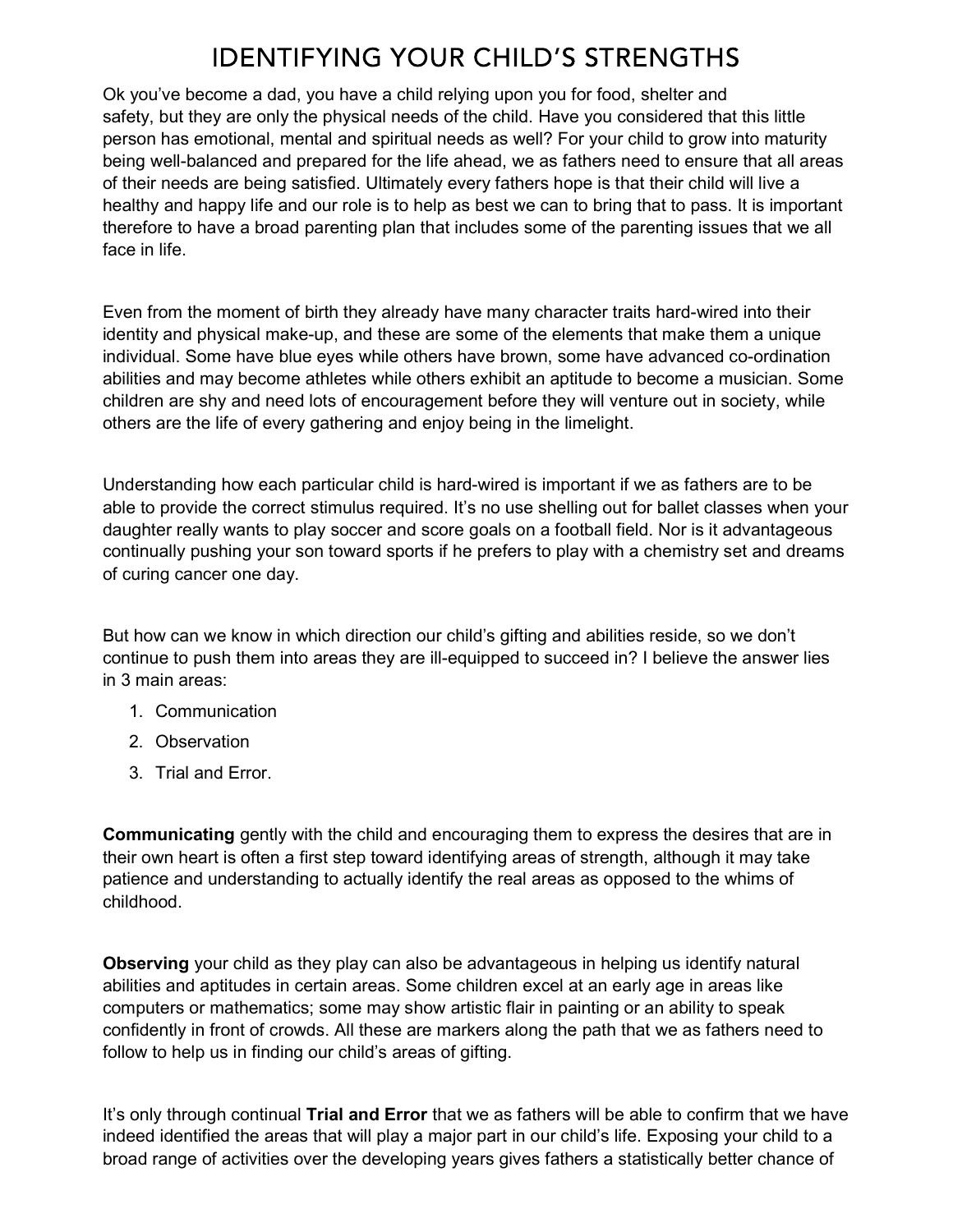# IDENTIFYING YOUR CHILD'S STRENGTHS

Ok you've become a dad, you have a child relying upon you for food, shelter and safety, but they are only the physical needs of the child. Have you considered that this little person has emotional, mental and spiritual needs as well? For your child to grow into maturity being well-balanced and prepared for the life ahead, we as fathers need to ensure that all areas of their needs are being satisfied. Ultimately every fathers hope is that their child will live a healthy and happy life and our role is to help as best we can to bring that to pass. It is important therefore to have a broad parenting plan that includes some of the parenting issues that we all face in life.

Even from the moment of birth they already have many character traits hard-wired into their identity and physical make-up, and these are some of the elements that make them a unique individual. Some have blue eyes while others have brown, some have advanced co-ordination abilities and may become athletes while others exhibit an aptitude to become a musician. Some children are shy and need lots of encouragement before they will venture out in society, while others are the life of every gathering and enjoy being in the limelight.

Understanding how each particular child is hard-wired is important if we as fathers are to be able to provide the correct stimulus required. It's no use shelling out for ballet classes when your daughter really wants to play soccer and score goals on a football field. Nor is it advantageous continually pushing your son toward sports if he prefers to play with a chemistry set and dreams of curing cancer one day.

But how can we know in which direction our child's gifting and abilities reside, so we don't continue to push them into areas they are ill-equipped to succeed in? I believe the answer lies in 3 main areas:

1. Communication
2. Observation
3. Trial and Error.

**Communicating** gently with the child and encouraging them to express the desires that are in their own heart is often a first step toward identifying areas of strength, although it may take patience and understanding to actually identify the real areas as opposed to the whims of childhood.

**Observing** your child as they play can also be advantageous in helping us identify natural abilities and aptitudes in certain areas. Some children excel at an early age in areas like computers or mathematics; some may show artistic flair in painting or an ability to speak confidently in front of crowds. All these are markers along the path that we as fathers need to follow to help us in finding our child's areas of gifting.

It's only through continual **Trial and Error** that we as fathers will be able to confirm that we have indeed identified the areas that will play a major part in our child's life. Exposing your child to a broad range of activities over the developing years gives fathers a statistically better chance of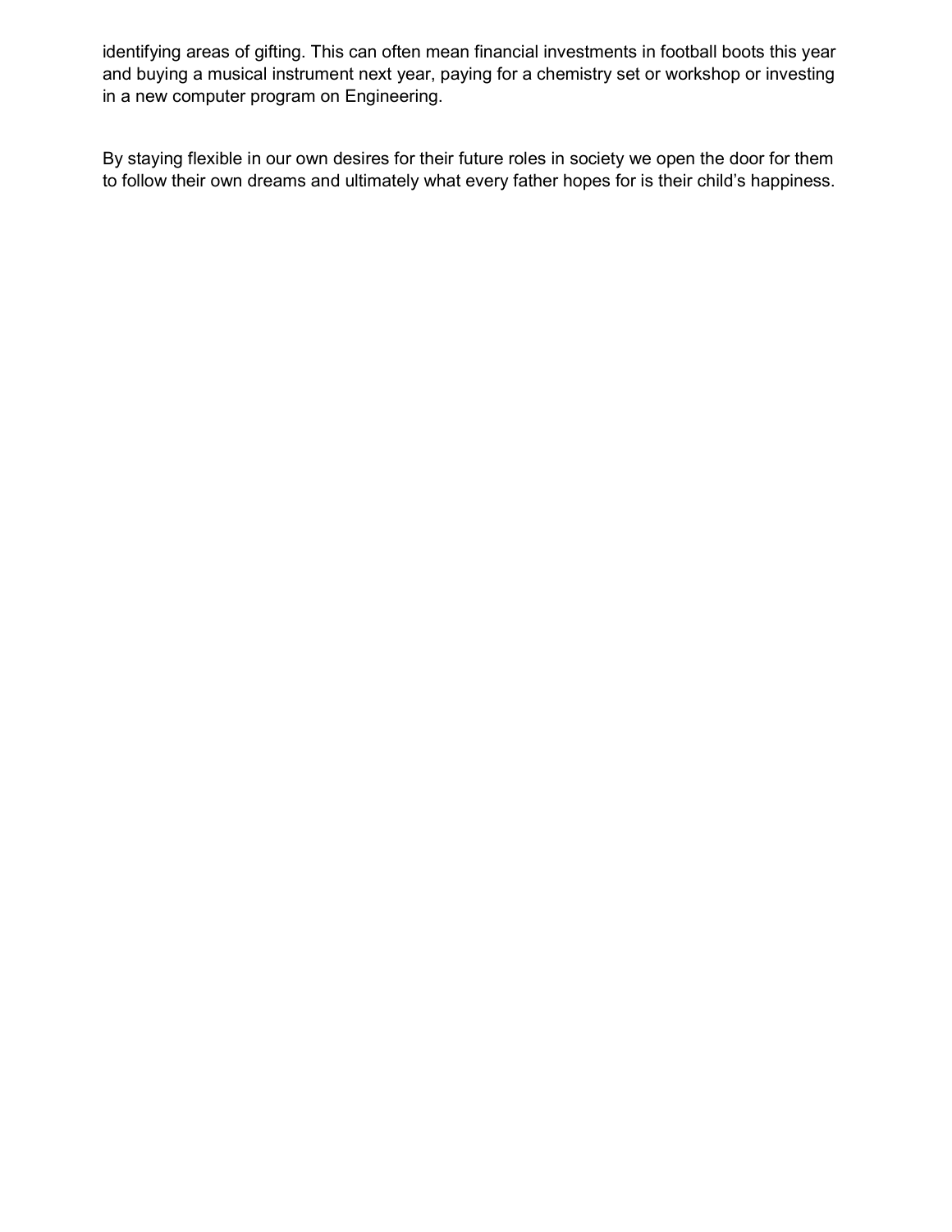identifying areas of gifting. This can often mean financial investments in football boots this year and buying a musical instrument next year, paying for a chemistry set or workshop or investing in a new computer program on Engineering.

By staying flexible in our own desires for their future roles in society we open the door for them to follow their own dreams and ultimately what every father hopes for is their child's happiness.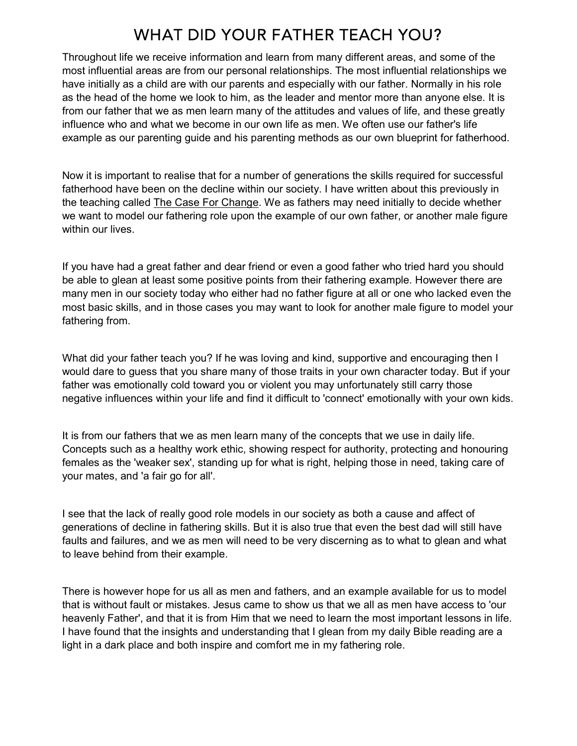# WHAT DID YOUR FATHER TEACH YOU?

Throughout life we receive information and learn from many different areas, and some of the most influential areas are from our personal relationships. The most influential relationships we have initially as a child are with our parents and especially with our father. Normally in his role as the head of the home we look to him, as the leader and mentor more than anyone else. It is from our father that we as men learn many of the attitudes and values of life, and these greatly influence who and what we become in our own life as men. We often use our father's life example as our parenting guide and his parenting methods as our own blueprint for fatherhood.

Now it is important to realise that for a number of generations the skills required for successful fatherhood have been on the decline within our society. I have written about this previously in the teaching called The Case For Change. We as fathers may need initially to decide whether we want to model our fathering role upon the example of our own father, or another male figure within our lives.

If you have had a great father and dear friend or even a good father who tried hard you should be able to glean at least some positive points from their fathering example. However there are many men in our society today who either had no father figure at all or one who lacked even the most basic skills, and in those cases you may want to look for another male figure to model your fathering from.

What did your father teach you? If he was loving and kind, supportive and encouraging then I would dare to guess that you share many of those traits in your own character today. But if your father was emotionally cold toward you or violent you may unfortunately still carry those negative influences within your life and find it difficult to 'connect' emotionally with your own kids.

It is from our fathers that we as men learn many of the concepts that we use in daily life. Concepts such as a healthy work ethic, showing respect for authority, protecting and honouring females as the 'weaker sex', standing up for what is right, helping those in need, taking care of your mates, and 'a fair go for all'.

I see that the lack of really good role models in our society as both a cause and affect of generations of decline in fathering skills. But it is also true that even the best dad will still have faults and failures, and we as men will need to be very discerning as to what to glean and what to leave behind from their example.

There is however hope for us all as men and fathers, and an example available for us to model that is without fault or mistakes. Jesus came to show us that we all as men have access to 'our heavenly Father', and that it is from Him that we need to learn the most important lessons in life. I have found that the insights and understanding that I glean from my daily Bible reading are a light in a dark place and both inspire and comfort me in my fathering role.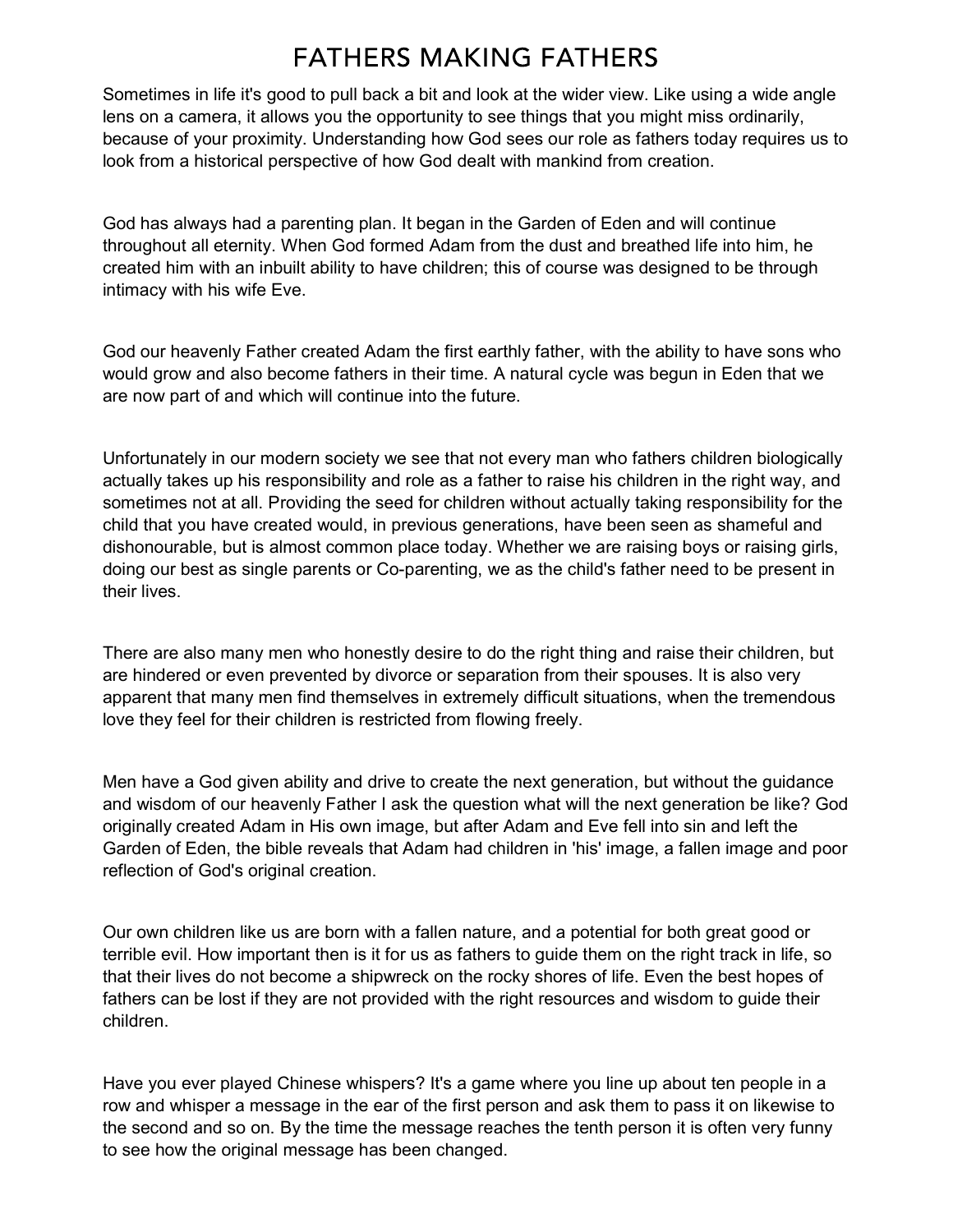# FATHERS MAKING FATHERS

Sometimes in life it's good to pull back a bit and look at the wider view. Like using a wide angle lens on a camera, it allows you the opportunity to see things that you might miss ordinarily, because of your proximity. Understanding how God sees our role as fathers today requires us to look from a historical perspective of how God dealt with mankind from creation.

God has always had a parenting plan. It began in the Garden of Eden and will continue throughout all eternity. When God formed Adam from the dust and breathed life into him, he created him with an inbuilt ability to have children; this of course was designed to be through intimacy with his wife Eve.

God our heavenly Father created Adam the first earthly father, with the ability to have sons who would grow and also become fathers in their time. A natural cycle was begun in Eden that we are now part of and which will continue into the future.

Unfortunately in our modern society we see that not every man who fathers children biologically actually takes up his responsibility and role as a father to raise his children in the right way, and sometimes not at all. Providing the seed for children without actually taking responsibility for the child that you have created would, in previous generations, have been seen as shameful and dishonourable, but is almost common place today. Whether we are raising boys or raising girls, doing our best as single parents or Co-parenting, we as the child's father need to be present in their lives.

There are also many men who honestly desire to do the right thing and raise their children, but are hindered or even prevented by divorce or separation from their spouses. It is also very apparent that many men find themselves in extremely difficult situations, when the tremendous love they feel for their children is restricted from flowing freely.

Men have a God given ability and drive to create the next generation, but without the guidance and wisdom of our heavenly Father I ask the question what will the next generation be like? God originally created Adam in His own image, but after Adam and Eve fell into sin and left the Garden of Eden, the bible reveals that Adam had children in 'his' image, a fallen image and poor reflection of God's original creation.

Our own children like us are born with a fallen nature, and a potential for both great good or terrible evil. How important then is it for us as fathers to guide them on the right track in life, so that their lives do not become a shipwreck on the rocky shores of life. Even the best hopes of fathers can be lost if they are not provided with the right resources and wisdom to guide their children.

Have you ever played Chinese whispers? It's a game where you line up about ten people in a row and whisper a message in the ear of the first person and ask them to pass it on likewise to the second and so on. By the time the message reaches the tenth person it is often very funny to see how the original message has been changed.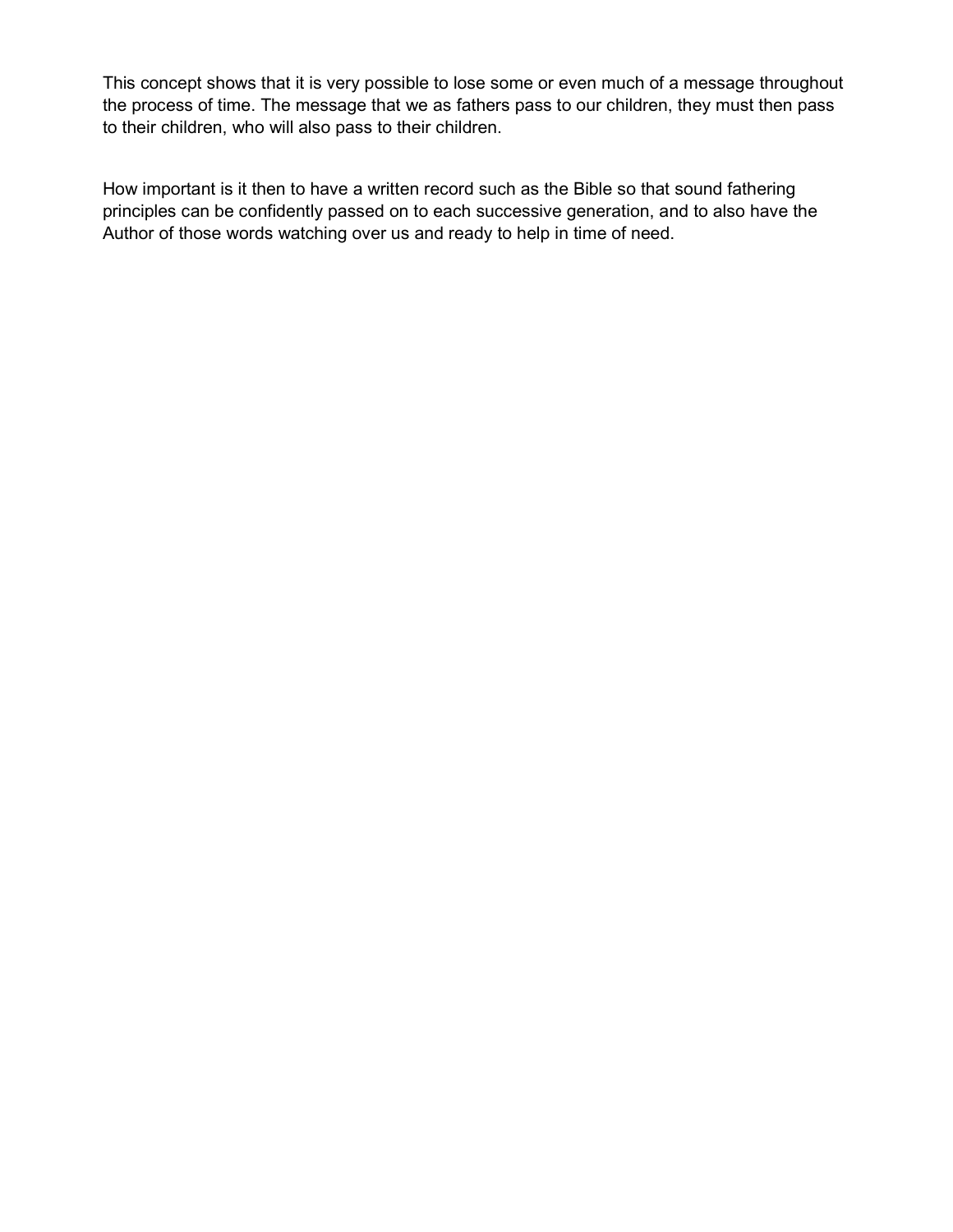This concept shows that it is very possible to lose some or even much of a message throughout the process of time. The message that we as fathers pass to our children, they must then pass to their children, who will also pass to their children.

How important is it then to have a written record such as the Bible so that sound fathering principles can be confidently passed on to each successive generation, and to also have the Author of those words watching over us and ready to help in time of need.